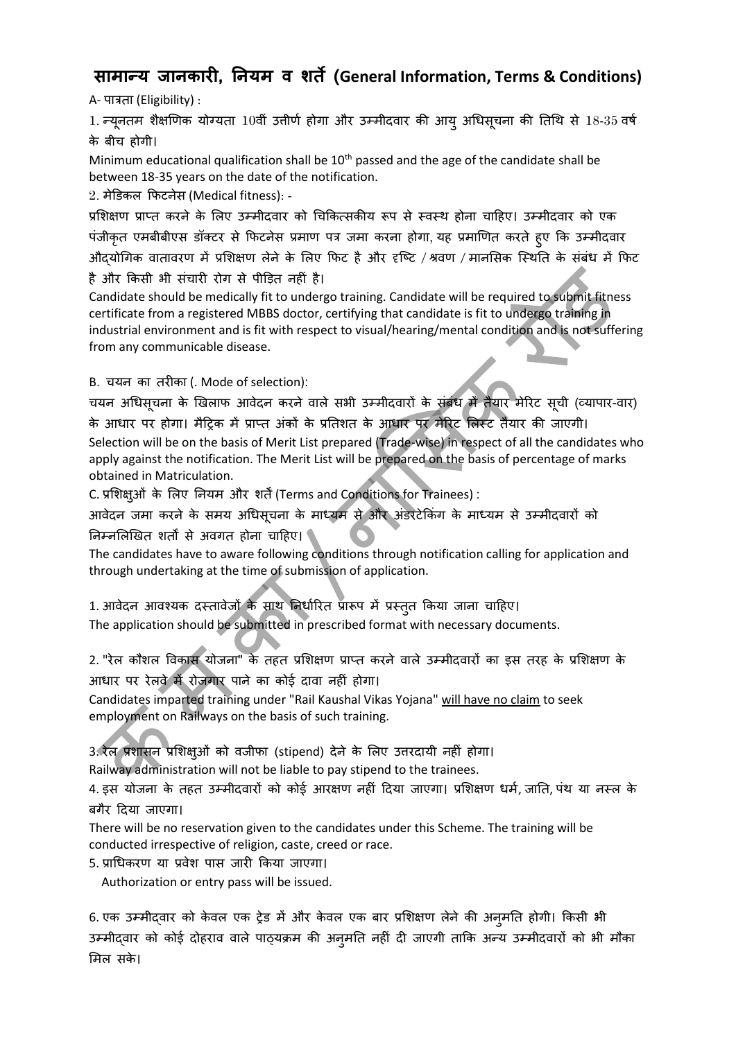# सामान्य जानकारी, नियम व शर्ते (General Information, Terms & Conditions)

A- पात्रता (Eligibility) :

1. न्यूनतम शैक्षणिक योग्यता 10वीं उत्तीर्ण होगा और उम्मीदवार की आयु अधिसूचना की तिथि से 18-35 वर्ष के बीच होगी।

Minimum educational qualification shall be 10th passed and the age of the candidate shall be between 18-35 years on the date of the notification.

2. मेडिकल फिटनेस (Medical fitness): -

प्रशिक्षण प्राप्त करने के लिए उम्मीदवार को चिकित्सकीय रूप से स्वस्थ होना चाहिए। उम्मीदवार को एक पंजीकृत एमबीबीएस डॉक्टर से फिटनेस प्रमाण पत्र जमा करना होगा, यह प्रमाणित करते हुए कि उम्मीदवार औद्योगिक वातावरण में प्रशिक्षण लेने के लिए फिट है और दृष्टि / श्रवण / मानसिक स्थिति के संबंध में फिट है और किसी भी संचारी रोग से पीड़ित नहीं है।

Candidate should be medically fit to undergo training. Candidate will be required to submit fitness certificate from a registered MBBS doctor, certifying that candidate is fit to undergo training in industrial environment and is fit with respect to visual/hearing/mental condition and is not suffering from any communicable disease.

B. चयन का तरीका (. Mode of selection):

चयन अधिसूचना के खिलाफ आवेदन करने वाले सभी उम्मीदवारों के संबंध में तैयार मेरिट सूची (व्यापार-वार) के आधार पर होगा। मैट्रिक में प्राप्त अंकों के प्रतिशत के आधार पर मेरिट लिस्ट तैयार की जाएगी।

Selection will be on the basis of Merit List prepared (Trade-wise) in respect of all the candidates who apply against the notification. The Merit List will be prepared on the basis of percentage of marks obtained in Matriculation.

C. प्रशिक्षुओं के लिए नियम और शर्तें (Terms and Conditions for Trainees) :

आवेदन जमा करने के समय अधिसूचना के माध्यम से और अंडरटेकिंग के माध्यम से उम्मीदवारों को निम्नलिखित शर्तों से अवगत होना चाहिए।

The candidates have to aware following conditions through notification calling for application and through undertaking at the time of submission of application.

1. आवेदन आवश्यक दस्तावेजों के साथ निर्धारित प्रारूप में प्रस्तुत किया जाना चाहिए।

The application should be submitted in prescribed format with necessary documents.

2. "रेल कौशल विकास योजना" के तहत प्रशिक्षण प्राप्त करने वाले उम्मीदवारों का इस तरह के प्रशिक्षण के आधार पर रेलवे में रोजगार पाने का कोई दावा नहीं होगा।

Candidates imparted training under "Rail Kaushal Vikas Yojana" <u>will have no claim</u> to seek employment on Railways on the basis of such training.

3. रेल प्रशासन प्रशिक्षुओं को वजीफा (stipend) देने के लिए उत्तरदायी नहीं होगा।

Railway administration will not be liable to pay stipend to the trainees.

4. इस योजना के तहत उम्मीदवारों को कोई आरक्षण नहीं दिया जाएगा। प्रशिक्षण धर्म, जाति, पंथ या नस्ल के बगैर दिया जाएगा।

There will be no reservation given to the candidates under this Scheme. The training will be conducted irrespective of religion, caste, creed or race.

5. प्राधिकरण या प्रवेश पास जारी किया जाएगा।

Authorization or entry pass will be issued.

6. एक उम्मीदवार को केवल एक ट्रेड में और केवल एक बार प्रशिक्षण लेने की अनुमति होगी। किसी भी उम्मीदवार को कोई दोहराव वाले पाठ्यक्रम की अनुमति नहीं दी जाएगी ताकि अन्य उम्मीदवारों को भी मौका मिल सके।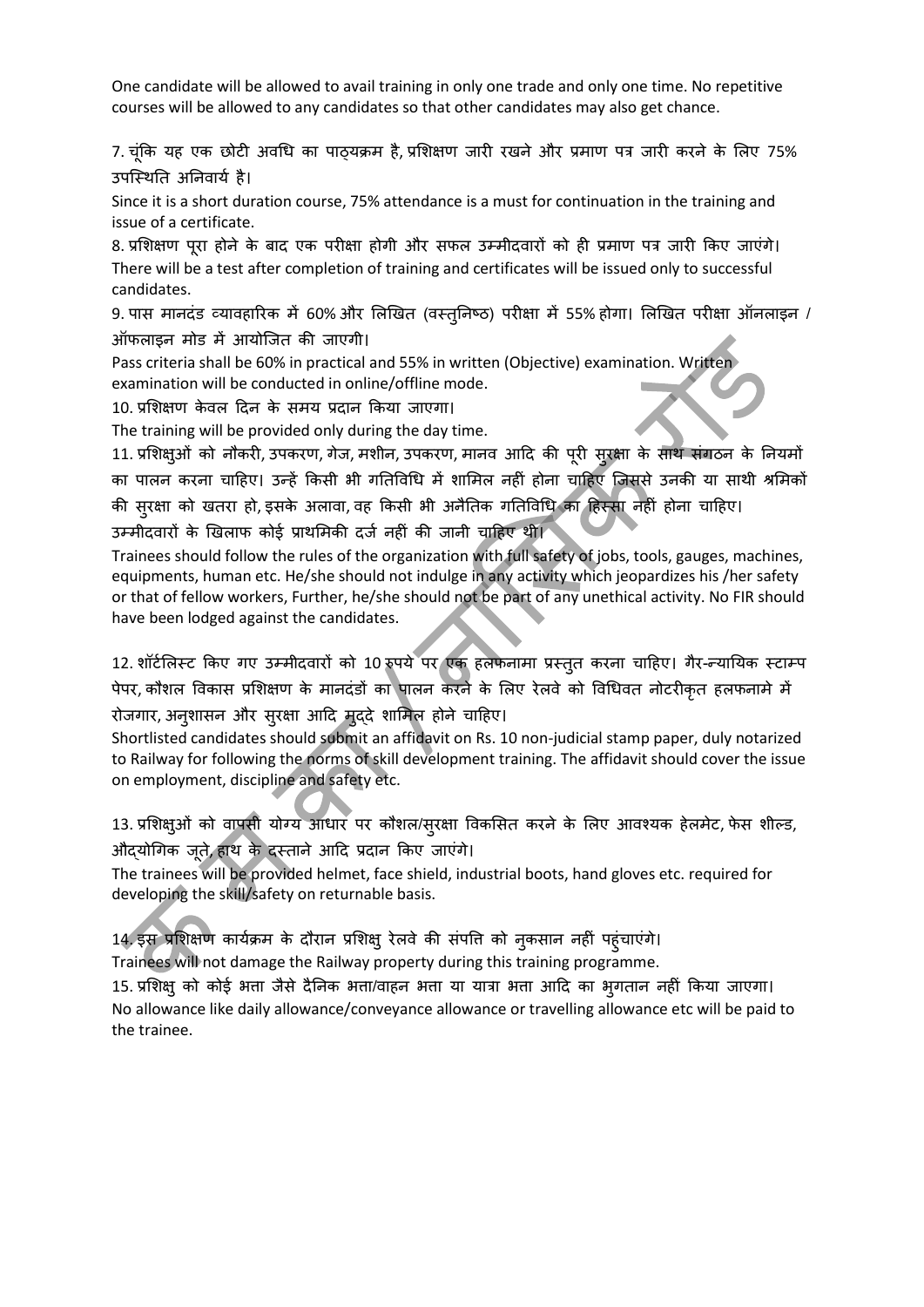One candidate will be allowed to avail training in only one trade and only one time. No repetitive courses will be allowed to any candidates so that other candidates may also get chance.

7. चूंकि यह एक छोटी अवधि का पाठ्यक्रम है, प्रशिक्षण जारी रखने और प्रमाण पत्र जारी करने के लिए 75% उपस्थिति अनिवार्य है।

Since it is a short duration course, 75% attendance is a must for continuation in the training and issue of a certificate.

8. प्रशिक्षण पूरा होने के बाद एक परीक्षा होगी और सफल उम्मीदवारों को ही प्रमाण पत्र जारी किए जाएंगे।

There will be a test after completion of training and certificates will be issued only to successful candidates.

9. पास मानदंड व्यावहारिक में 60% और लिखित (वस्तुनिष्ठ) परीक्षा में 55% होगा। लिखित परीक्षा ऑनलाइन / ऑफलाइन मोड में आयोजित की जाएगी।

Pass criteria shall be 60% in practical and 55% in written (Objective) examination. Written examination will be conducted in online/offline mode.

10. प्रशिक्षण केवल दिन के समय प्रदान किया जाएगा।

The training will be provided only during the day time.

11. प्रशिक्षुओं को नौकरी, उपकरण, गेज, मशीन, उपकरण, मानव आदि की पूरी सुरक्षा के साथ संगठन के नियमों का पालन करना चाहिए। उन्हें किसी भी गतिविधि में शामिल नहीं होना चाहिए जिससे उनकी या साथी श्रमिकों की सुरक्षा को खतरा हो, इसके अलावा, वह किसी भी अनैतिक गतिविधि का हिस्सा नहीं होना चाहिए। उम्मीदवारों के खिलाफ कोई प्राथमिकी दर्ज नहीं की जानी चाहिए थी।

Trainees should follow the rules of the organization with full safety of jobs, tools, gauges, machines, equipments, human etc. He/she should not indulge in any activity which jeopardizes his /her safety or that of fellow workers, Further, he/she should not be part of any unethical activity. No FIR should have been lodged against the candidates.

12. शॉर्टलिस्ट किए गए उम्मीदवारों को 10 रुपये पर एक हलफनामा प्रस्तुत करना चाहिए। गैर-न्यायिक स्टाम्प पेपर, कौशल विकास प्रशिक्षण के मानदंडों का पालन करने के लिए रेलवे को विधिवत नोटरीकृत हलफनामे में रोजगार, अनुशासन और सुरक्षा आदि मुद्दे शामिल होने चाहिए।

Shortlisted candidates should submit an affidavit on Rs. 10 non-judicial stamp paper, duly notarized to Railway for following the norms of skill development training. The affidavit should cover the issue on employment, discipline and safety etc.

13. प्रशिक्षुओं को वापसी योग्य आधार पर कौशल/सुरक्षा विकसित करने के लिए आवश्यक हेलमेट, फेस शील्ड, औद्योगिक जूते, हाथ के दस्ताने आदि प्रदान किए जाएंगे।

The trainees will be provided helmet, face shield, industrial boots, hand gloves etc. required for developing the skill/safety on returnable basis.

14. इस प्रशिक्षण कार्यक्रम के दौरान प्रशिक्षु रेलवे की संपत्ति को नुकसान नहीं पहुंचाएंगे।

Trainees will not damage the Railway property during this training programme.

15. प्रशिक्षु को कोई भत्ता जैसे दैनिक भत्ता/वाहन भत्ता या यात्रा भत्ता आदि का भुगतान नहीं किया जाएगा।

No allowance like daily allowance/conveyance allowance or travelling allowance etc will be paid to the trainee.